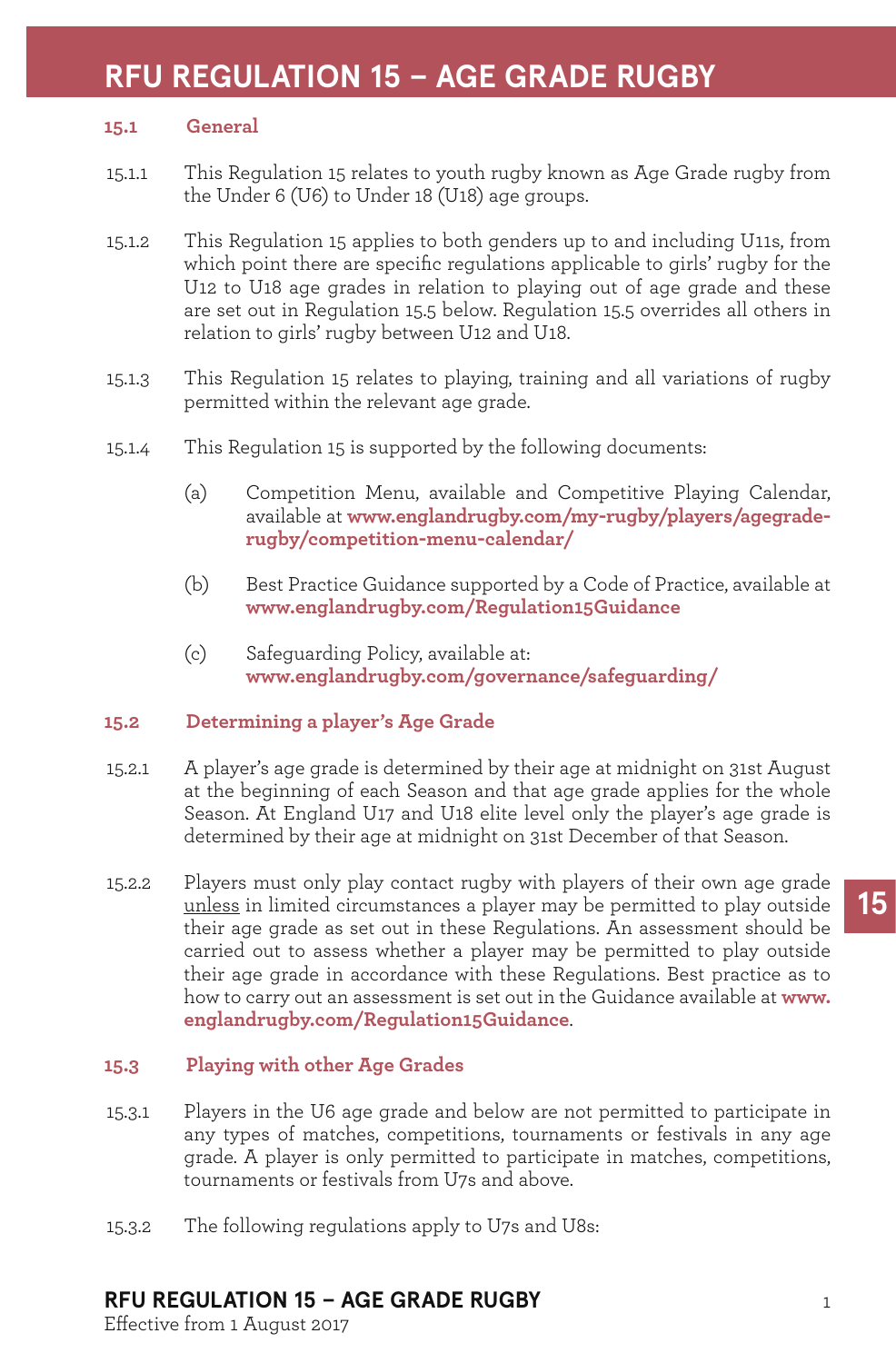# RFU REGULATION 15 – AGE GRADE RUGBY

## 15.1 General

15.1.1 This Regulation 15 relates to youth rugby known as Age Grade rugby from the Under 6 (U6) to Under 18 (U18) age groups.

15.1.2 This Regulation 15 applies to both genders up to and including U11s, from which point there are specific regulations applicable to girls' rugby for the U12 to U18 age grades in relation to playing out of age grade and these are set out in Regulation 15.5 below. Regulation 15.5 overrides all others in relation to girls' rugby between U12 and U18.

15.1.3 This Regulation 15 relates to playing, training and all variations of rugby permitted within the relevant age grade.

15.1.4 This Regulation 15 is supported by the following documents:

(a) Competition Menu, available and Competitive Playing Calendar, available at **www.englandrugby.com/my-rugby/players/agegrade-rugby/competition-menu-calendar/**

(b) Best Practice Guidance supported by a Code of Practice, available at **www.englandrugby.com/Regulation15Guidance**

(c) Safeguarding Policy, available at: **www.englandrugby.com/governance/safeguarding/**

## 15.2 Determining a player's Age Grade

15.2.1 A player's age grade is determined by their age at midnight on 31st August at the beginning of each Season and that age grade applies for the whole Season. At England U17 and U18 elite level only the player's age grade is determined by their age at midnight on 31st December of that Season.

15.2.2 Players must only play contact rugby with players of their own age grade unless in limited circumstances a player may be permitted to play outside their age grade as set out in these Regulations. An assessment should be carried out to assess whether a player may be permitted to play outside their age grade in accordance with these Regulations. Best practice as to how to carry out an assessment is set out in the Guidance available at **www.englandrugby.com/Regulation15Guidance**.

## 15.3 Playing with other Age Grades

15.3.1 Players in the U6 age grade and below are not permitted to participate in any types of matches, competitions, tournaments or festivals in any age grade. A player is only permitted to participate in matches, competitions, tournaments or festivals from U7s and above.

15.3.2 The following regulations apply to U7s and U8s: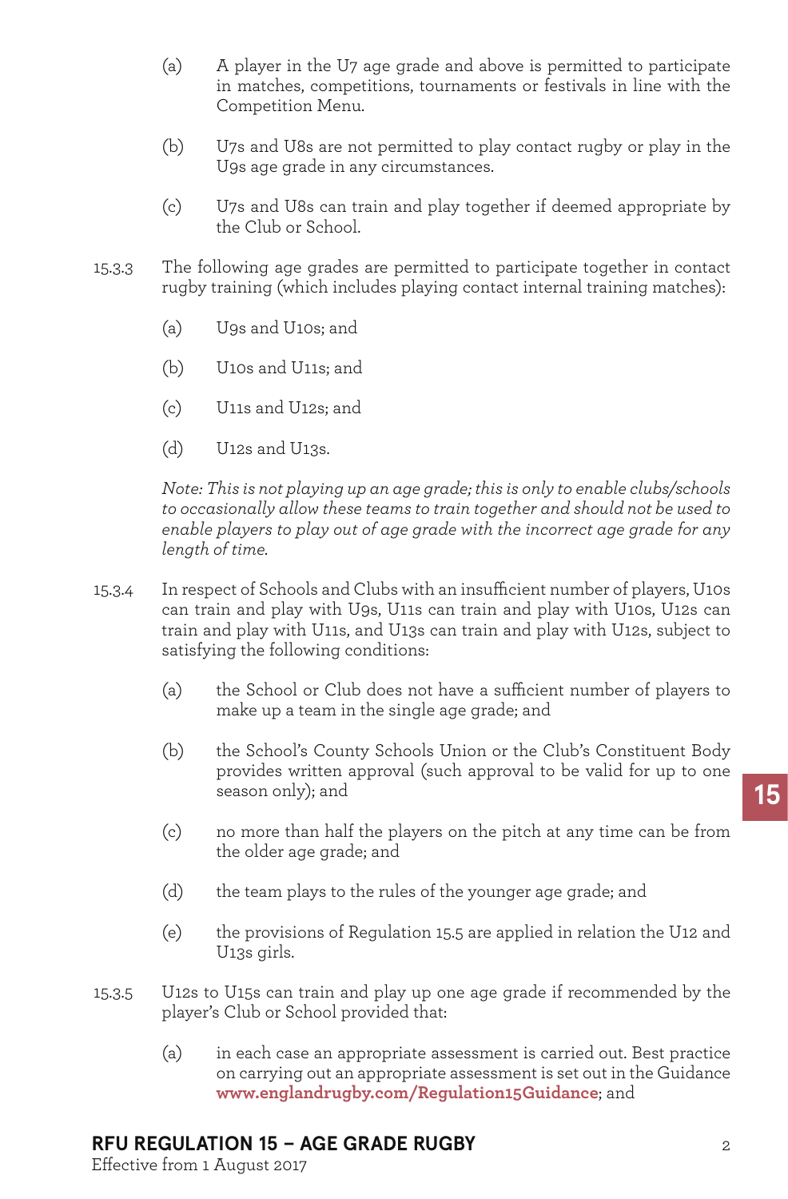(a) A player in the U7 age grade and above is permitted to participate in matches, competitions, tournaments or festivals in line with the Competition Menu.

(b) U7s and U8s are not permitted to play contact rugby or play in the U9s age grade in any circumstances.

(c) U7s and U8s can train and play together if deemed appropriate by the Club or School.

15.3.3 The following age grades are permitted to participate together in contact rugby training (which includes playing contact internal training matches):

(a) U9s and U10s; and

(b) U10s and U11s; and

(c) U11s and U12s; and

(d) U12s and U13s.

*Note: This is not playing up an age grade; this is only to enable clubs/schools to occasionally allow these teams to train together and should not be used to enable players to play out of age grade with the incorrect age grade for any length of time.*

15.3.4 In respect of Schools and Clubs with an insufficient number of players, U10s can train and play with U9s, U11s can train and play with U10s, U12s can train and play with U11s, and U13s can train and play with U12s, subject to satisfying the following conditions:

(a) the School or Club does not have a sufficient number of players to make up a team in the single age grade; and

(b) the School's County Schools Union or the Club's Constituent Body provides written approval (such approval to be valid for up to one season only); and

(c) no more than half the players on the pitch at any time can be from the older age grade; and

(d) the team plays to the rules of the younger age grade; and

(e) the provisions of Regulation 15.5 are applied in relation the U12 and U13s girls.

15.3.5 U12s to U15s can train and play up one age grade if recommended by the player's Club or School provided that:

(a) in each case an appropriate assessment is carried out. Best practice on carrying out an appropriate assessment is set out in the Guidance **www.englandrugby.com/Regulation15Guidance**; and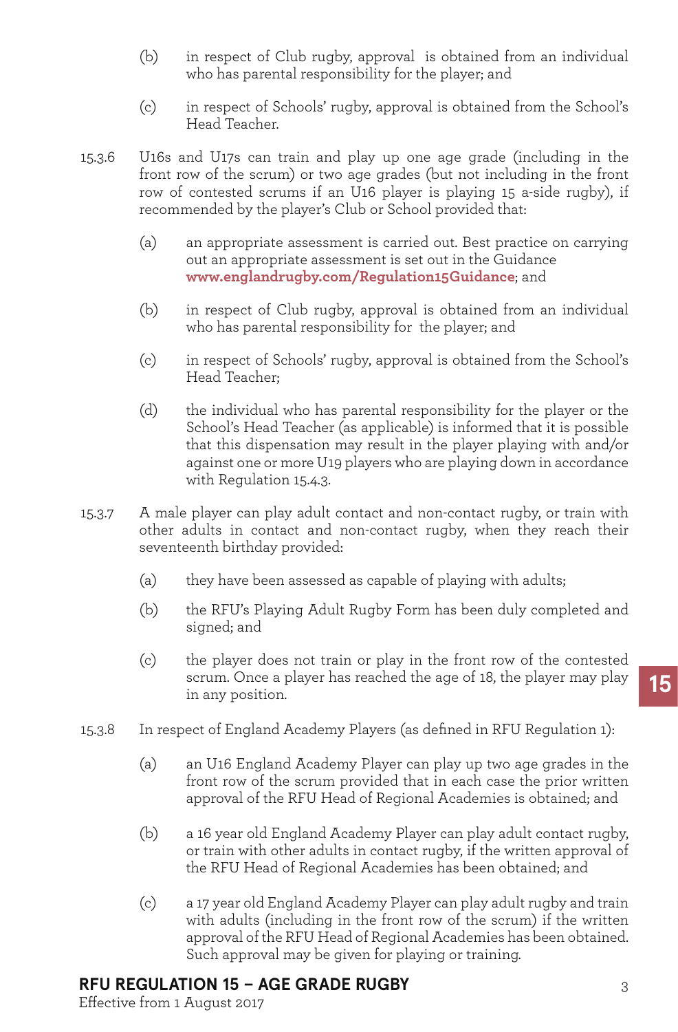(b) in respect of Club rugby, approval is obtained from an individual who has parental responsibility for the player; and

(c) in respect of Schools' rugby, approval is obtained from the School's Head Teacher.

15.3.6 U16s and U17s can train and play up one age grade (including in the front row of the scrum) or two age grades (but not including in the front row of contested scrums if an U16 player is playing 15 a-side rugby), if recommended by the player's Club or School provided that:

(a) an appropriate assessment is carried out. Best practice on carrying out an appropriate assessment is set out in the Guidance **www.englandrugby.com/Regulation15Guidance**; and

(b) in respect of Club rugby, approval is obtained from an individual who has parental responsibility for the player; and

(c) in respect of Schools' rugby, approval is obtained from the School's Head Teacher;

(d) the individual who has parental responsibility for the player or the School's Head Teacher (as applicable) is informed that it is possible that this dispensation may result in the player playing with and/or against one or more U19 players who are playing down in accordance with Regulation 15.4.3.

15.3.7 A male player can play adult contact and non-contact rugby, or train with other adults in contact and non-contact rugby, when they reach their seventeenth birthday provided:

(a) they have been assessed as capable of playing with adults;

(b) the RFU's Playing Adult Rugby Form has been duly completed and signed; and

(c) the player does not train or play in the front row of the contested scrum. Once a player has reached the age of 18, the player may play in any position.

15.3.8 In respect of England Academy Players (as defined in RFU Regulation 1):

(a) an U16 England Academy Player can play up two age grades in the front row of the scrum provided that in each case the prior written approval of the RFU Head of Regional Academies is obtained; and

(b) a 16 year old England Academy Player can play adult contact rugby, or train with other adults in contact rugby, if the written approval of the RFU Head of Regional Academies has been obtained; and

(c) a 17 year old England Academy Player can play adult rugby and train with adults (including in the front row of the scrum) if the written approval of the RFU Head of Regional Academies has been obtained. Such approval may be given for playing or training.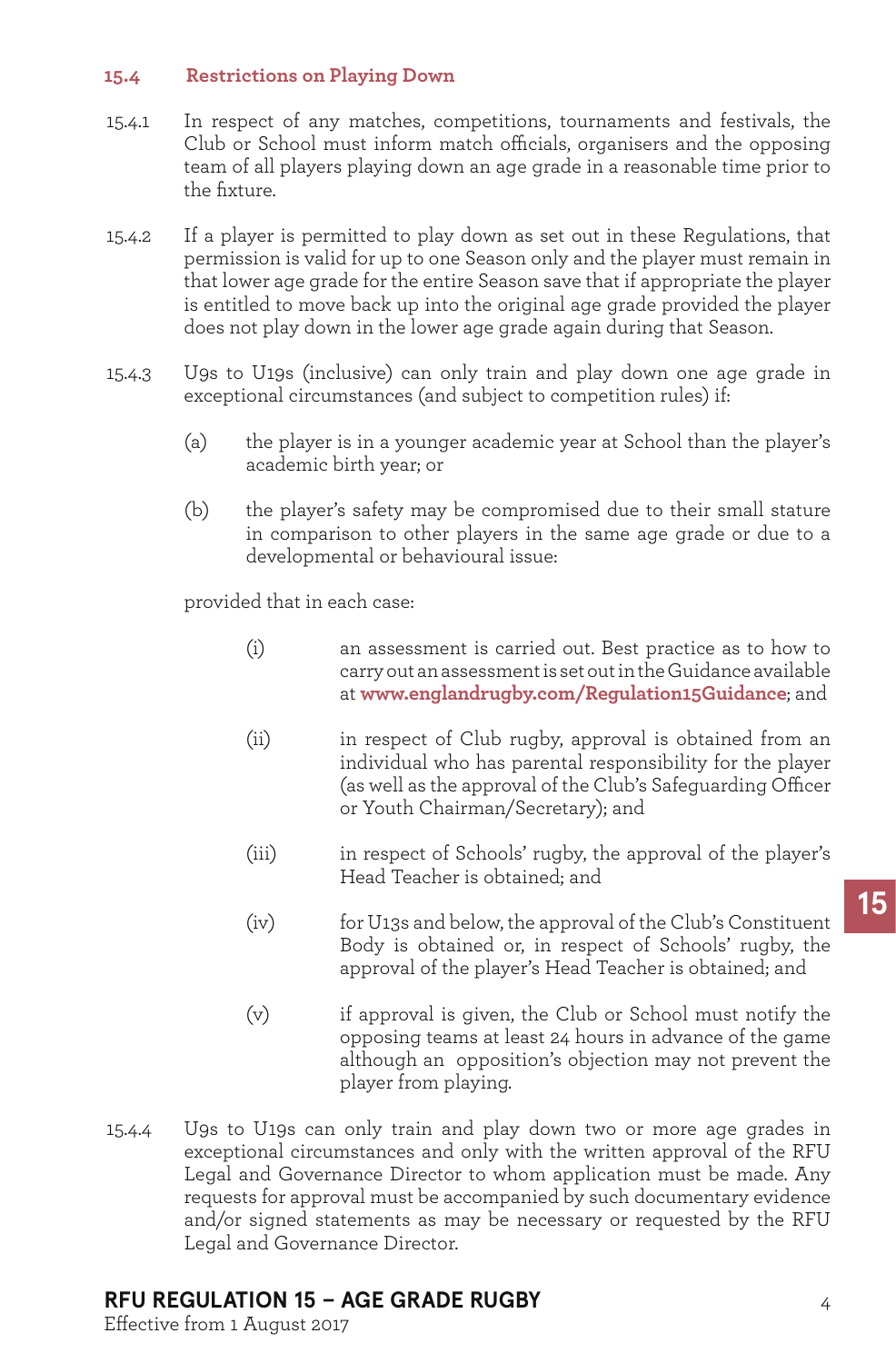### 15.4 Restrictions on Playing Down

15.4.1 In respect of any matches, competitions, tournaments and festivals, the Club or School must inform match officials, organisers and the opposing team of all players playing down an age grade in a reasonable time prior to the fixture.

15.4.2 If a player is permitted to play down as set out in these Regulations, that permission is valid for up to one Season only and the player must remain in that lower age grade for the entire Season save that if appropriate the player is entitled to move back up into the original age grade provided the player does not play down in the lower age grade again during that Season.

15.4.3 U9s to U19s (inclusive) can only train and play down one age grade in exceptional circumstances (and subject to competition rules) if:

(a) the player is in a younger academic year at School than the player's academic birth year; or

(b) the player's safety may be compromised due to their small stature in comparison to other players in the same age grade or due to a developmental or behavioural issue:

provided that in each case:

(i) an assessment is carried out. Best practice as to how to carry out an assessment is set out in the Guidance available at **www.englandrugby.com/Regulation15Guidance**; and

(ii) in respect of Club rugby, approval is obtained from an individual who has parental responsibility for the player (as well as the approval of the Club's Safeguarding Officer or Youth Chairman/Secretary); and

(iii) in respect of Schools' rugby, the approval of the player's Head Teacher is obtained; and

(iv) for U13s and below, the approval of the Club's Constituent Body is obtained or, in respect of Schools' rugby, the approval of the player's Head Teacher is obtained; and

(v) if approval is given, the Club or School must notify the opposing teams at least 24 hours in advance of the game although an opposition's objection may not prevent the player from playing.

15.4.4 U9s to U19s can only train and play down two or more age grades in exceptional circumstances and only with the written approval of the RFU Legal and Governance Director to whom application must be made. Any requests for approval must be accompanied by such documentary evidence and/or signed statements as may be necessary or requested by the RFU Legal and Governance Director.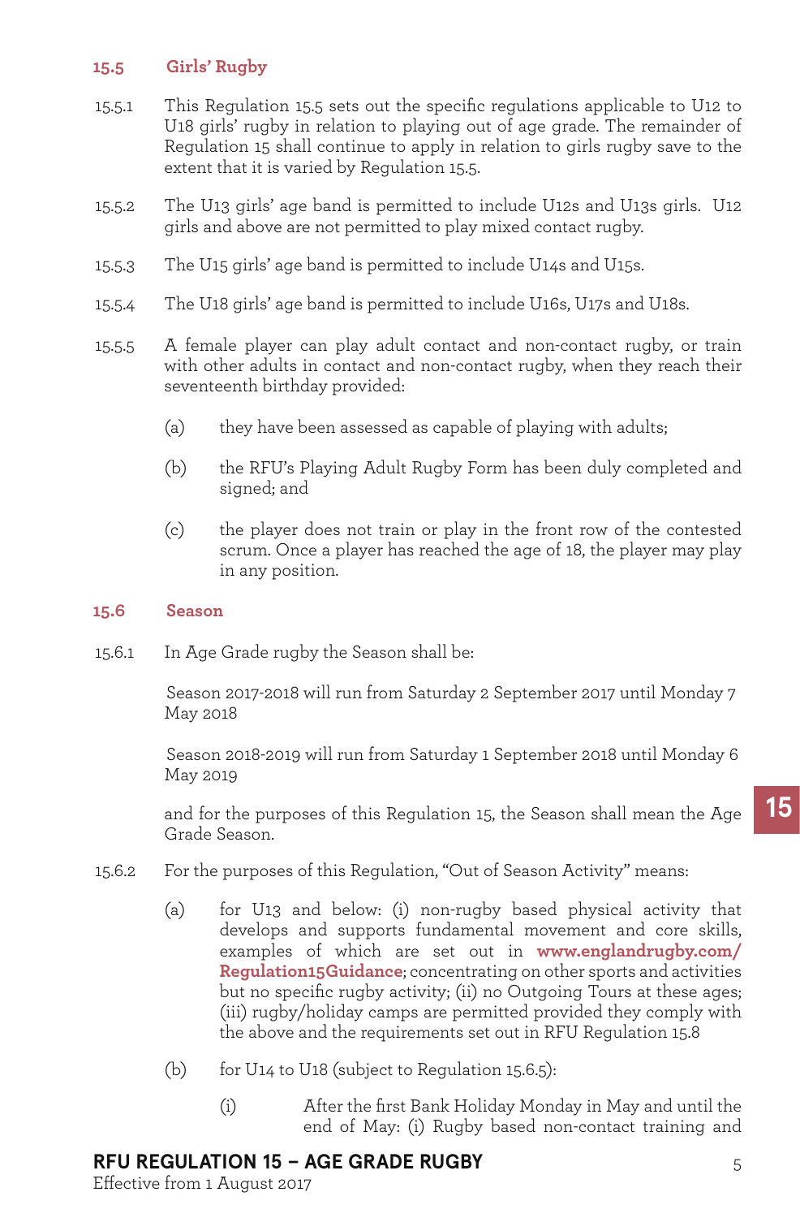### 15.5 Girls' Rugby

15.5.1 This Regulation 15.5 sets out the specific regulations applicable to U12 to U18 girls' rugby in relation to playing out of age grade. The remainder of Regulation 15 shall continue to apply in relation to girls rugby save to the extent that it is varied by Regulation 15.5.

15.5.2 The U13 girls' age band is permitted to include U12s and U13s girls. U12 girls and above are not permitted to play mixed contact rugby.

15.5.3 The U15 girls' age band is permitted to include U14s and U15s.

15.5.4 The U18 girls' age band is permitted to include U16s, U17s and U18s.

15.5.5 A female player can play adult contact and non-contact rugby, or train with other adults in contact and non-contact rugby, when they reach their seventeenth birthday provided:

(a) they have been assessed as capable of playing with adults;

(b) the RFU's Playing Adult Rugby Form has been duly completed and signed; and

(c) the player does not train or play in the front row of the contested scrum. Once a player has reached the age of 18, the player may play in any position.

### 15.6 Season

15.6.1 In Age Grade rugby the Season shall be:

Season 2017-2018 will run from Saturday 2 September 2017 until Monday 7 May 2018

Season 2018-2019 will run from Saturday 1 September 2018 until Monday 6 May 2019

and for the purposes of this Regulation 15, the Season shall mean the Age Grade Season.

15.6.2 For the purposes of this Regulation, "Out of Season Activity" means:

(a) for U13 and below: (i) non-rugby based physical activity that develops and supports fundamental movement and core skills, examples of which are set out in **www.englandrugby.com/Regulation15Guidance**; concentrating on other sports and activities but no specific rugby activity; (ii) no Outgoing Tours at these ages; (iii) rugby/holiday camps are permitted provided they comply with the above and the requirements set out in RFU Regulation 15.8

(b) for U14 to U18 (subject to Regulation 15.6.5):

(i) After the first Bank Holiday Monday in May and until the end of May: (i) Rugby based non-contact training and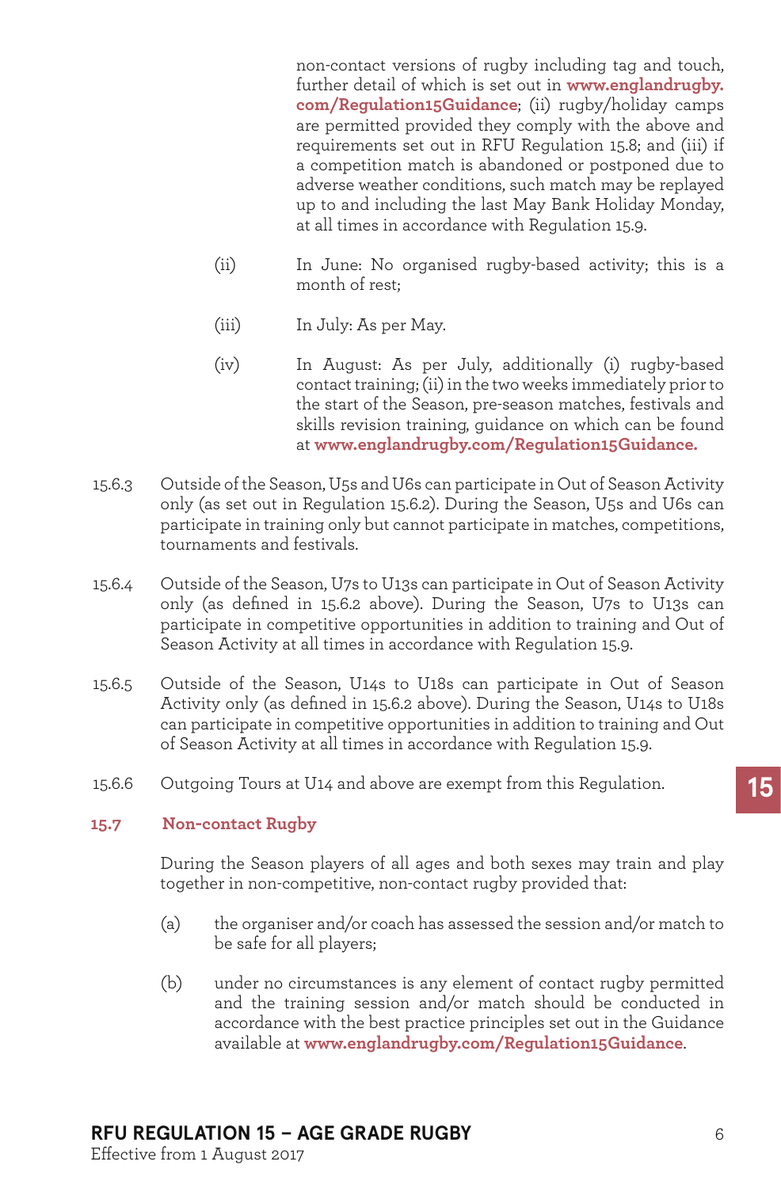non-contact versions of rugby including tag and touch, further detail of which is set out in **www.englandrugby.com/Regulation15Guidance**; (ii) rugby/holiday camps are permitted provided they comply with the above and requirements set out in RFU Regulation 15.8; and (iii) if a competition match is abandoned or postponed due to adverse weather conditions, such match may be replayed up to and including the last May Bank Holiday Monday, at all times in accordance with Regulation 15.9.

(ii) In June: No organised rugby-based activity; this is a month of rest;

(iii) In July: As per May.

(iv) In August: As per July, additionally (i) rugby-based contact training; (ii) in the two weeks immediately prior to the start of the Season, pre-season matches, festivals and skills revision training, guidance on which can be found at **www.englandrugby.com/Regulation15Guidance.**

15.6.3 Outside of the Season, U5s and U6s can participate in Out of Season Activity only (as set out in Regulation 15.6.2). During the Season, U5s and U6s can participate in training only but cannot participate in matches, competitions, tournaments and festivals.

15.6.4 Outside of the Season, U7s to U13s can participate in Out of Season Activity only (as defined in 15.6.2 above). During the Season, U7s to U13s can participate in competitive opportunities in addition to training and Out of Season Activity at all times in accordance with Regulation 15.9.

15.6.5 Outside of the Season, U14s to U18s can participate in Out of Season Activity only (as defined in 15.6.2 above). During the Season, U14s to U18s can participate in competitive opportunities in addition to training and Out of Season Activity at all times in accordance with Regulation 15.9.

15.6.6 Outgoing Tours at U14 and above are exempt from this Regulation.

## 15.7 Non-contact Rugby

During the Season players of all ages and both sexes may train and play together in non-competitive, non-contact rugby provided that:

(a) the organiser and/or coach has assessed the session and/or match to be safe for all players;

(b) under no circumstances is any element of contact rugby permitted and the training session and/or match should be conducted in accordance with the best practice principles set out in the Guidance available at **www.englandrugby.com/Regulation15Guidance**.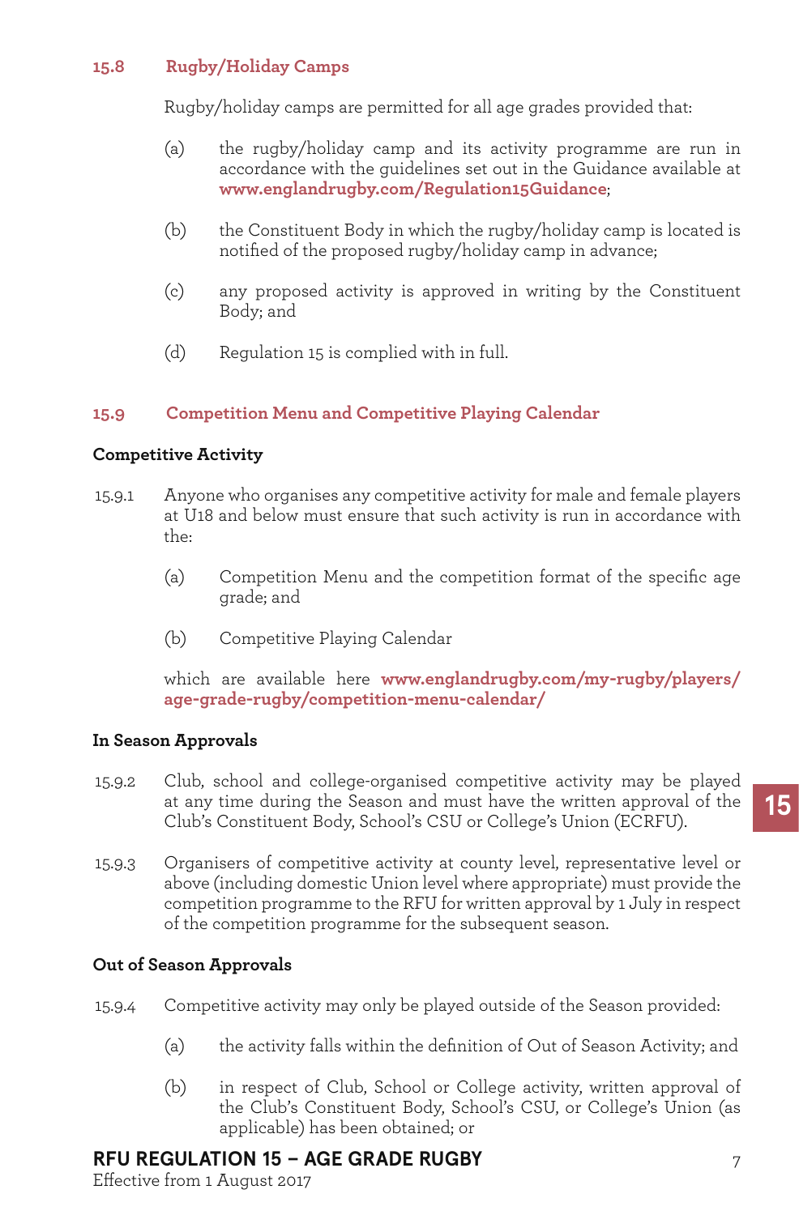## 15.8 Rugby/Holiday Camps

Rugby/holiday camps are permitted for all age grades provided that:

(a) the rugby/holiday camp and its activity programme are run in accordance with the guidelines set out in the Guidance available at **www.englandrugby.com/Regulation15Guidance**;

(b) the Constituent Body in which the rugby/holiday camp is located is notified of the proposed rugby/holiday camp in advance;

(c) any proposed activity is approved in writing by the Constituent Body; and

(d) Regulation 15 is complied with in full.

## 15.9 Competition Menu and Competitive Playing Calendar

### Competitive Activity

15.9.1 Anyone who organises any competitive activity for male and female players at U18 and below must ensure that such activity is run in accordance with the:

(a) Competition Menu and the competition format of the specific age grade; and

(b) Competitive Playing Calendar

which are available here **www.englandrugby.com/my-rugby/players/age-grade-rugby/competition-menu-calendar/**

### In Season Approvals

15.9.2 Club, school and college-organised competitive activity may be played at any time during the Season and must have the written approval of the Club's Constituent Body, School's CSU or College's Union (ECRFU).

15.9.3 Organisers of competitive activity at county level, representative level or above (including domestic Union level where appropriate) must provide the competition programme to the RFU for written approval by 1 July in respect of the competition programme for the subsequent season.

### Out of Season Approvals

15.9.4 Competitive activity may only be played outside of the Season provided:

(a) the activity falls within the definition of Out of Season Activity; and

(b) in respect of Club, School or College activity, written approval of the Club's Constituent Body, School's CSU, or College's Union (as applicable) has been obtained; or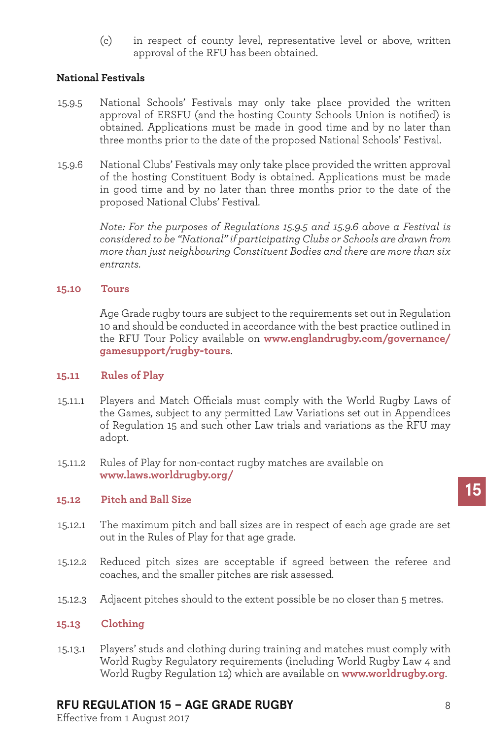(c) in respect of county level, representative level or above, written approval of the RFU has been obtained.

**National Festivals**

15.9.5 National Schools' Festivals may only take place provided the written approval of ERSFU (and the hosting County Schools Union is notified) is obtained. Applications must be made in good time and by no later than three months prior to the date of the proposed National Schools' Festival.

15.9.6 National Clubs' Festivals may only take place provided the written approval of the hosting Constituent Body is obtained. Applications must be made in good time and by no later than three months prior to the date of the proposed National Clubs' Festival.

*Note: For the purposes of Regulations 15.9.5 and 15.9.6 above a Festival is considered to be "National" if participating Clubs or Schools are drawn from more than just neighbouring Constituent Bodies and there are more than six entrants.*

## 15.10 Tours

Age Grade rugby tours are subject to the requirements set out in Regulation 10 and should be conducted in accordance with the best practice outlined in the RFU Tour Policy available on **www.englandrugby.com/governance/gamesupport/rugby-tours**.

## 15.11 Rules of Play

15.11.1 Players and Match Officials must comply with the World Rugby Laws of the Games, subject to any permitted Law Variations set out in Appendices of Regulation 15 and such other Law trials and variations as the RFU may adopt.

15.11.2 Rules of Play for non-contact rugby matches are available on **www.laws.worldrugby.org/**

## 15.12 Pitch and Ball Size

15.12.1 The maximum pitch and ball sizes are in respect of each age grade are set out in the Rules of Play for that age grade.

15.12.2 Reduced pitch sizes are acceptable if agreed between the referee and coaches, and the smaller pitches are risk assessed.

15.12.3 Adjacent pitches should to the extent possible be no closer than 5 metres.

## 15.13 Clothing

15.13.1 Players' studs and clothing during training and matches must comply with World Rugby Regulatory requirements (including World Rugby Law 4 and World Rugby Regulation 12) which are available on **www.worldrugby.org**.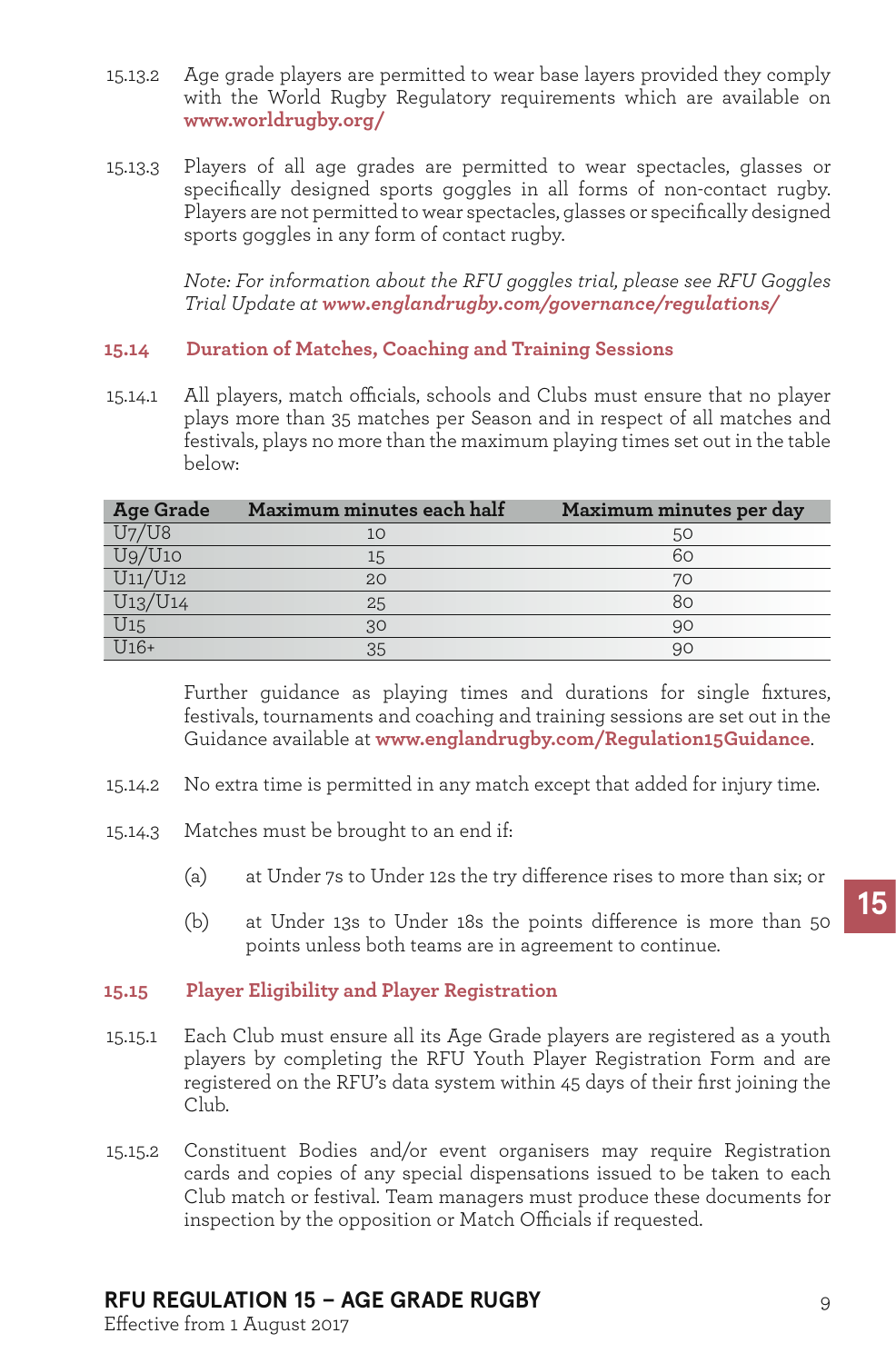15.13.2 Age grade players are permitted to wear base layers provided they comply with the World Rugby Regulatory requirements which are available on **www.worldrugby.org/**

15.13.3 Players of all age grades are permitted to wear spectacles, glasses or specifically designed sports goggles in all forms of non-contact rugby. Players are not permitted to wear spectacles, glasses or specifically designed sports goggles in any form of contact rugby.

*Note: For information about the RFU goggles trial, please see RFU Goggles Trial Update at **www.englandrugby.com/governance/regulations/***

## 15.14 Duration of Matches, Coaching and Training Sessions

15.14.1 All players, match officials, schools and Clubs must ensure that no player plays more than 35 matches per Season and in respect of all matches and festivals, plays no more than the maximum playing times set out in the table below:

| Age Grade | Maximum minutes each half | Maximum minutes per day |
|---|---|---|
| U7/U8 | 10 | 50 |
| U9/U10 | 15 | 60 |
| U11/U12 | 20 | 70 |
| U13/U14 | 25 | 80 |
| U15 | 30 | 90 |
| U16+ | 35 | 90 |

Further guidance as playing times and durations for single fixtures, festivals, tournaments and coaching and training sessions are set out in the Guidance available at **www.englandrugby.com/Regulation15Guidance**.

15.14.2 No extra time is permitted in any match except that added for injury time.

15.14.3 Matches must be brought to an end if:

(a) at Under 7s to Under 12s the try difference rises to more than six; or

(b) at Under 13s to Under 18s the points difference is more than 50 points unless both teams are in agreement to continue.

## 15.15 Player Eligibility and Player Registration

15.15.1 Each Club must ensure all its Age Grade players are registered as a youth players by completing the RFU Youth Player Registration Form and are registered on the RFU's data system within 45 days of their first joining the Club.

15.15.2 Constituent Bodies and/or event organisers may require Registration cards and copies of any special dispensations issued to be taken to each Club match or festival. Team managers must produce these documents for inspection by the opposition or Match Officials if requested.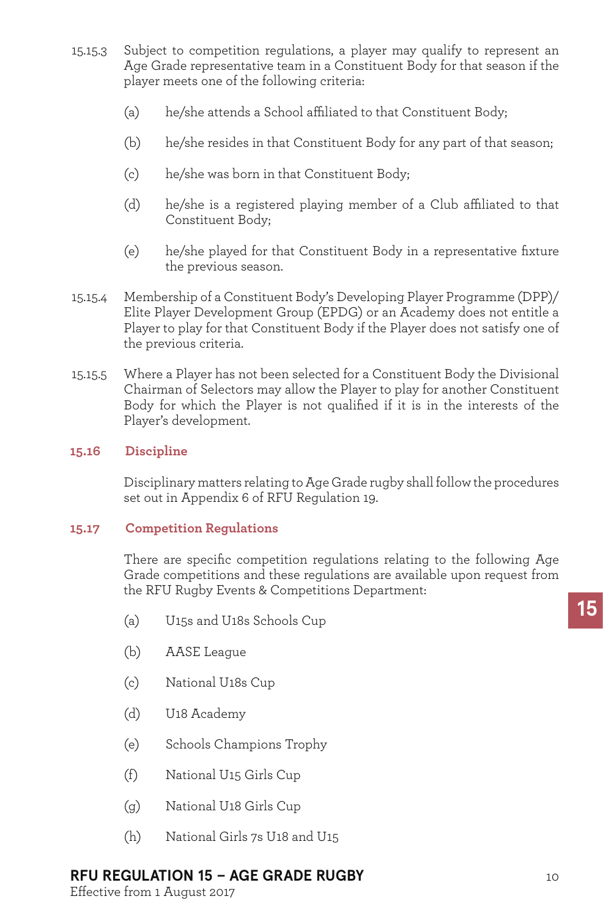15.15.3 Subject to competition regulations, a player may qualify to represent an Age Grade representative team in a Constituent Body for that season if the player meets one of the following criteria:

(a) he/she attends a School affiliated to that Constituent Body;

(b) he/she resides in that Constituent Body for any part of that season;

(c) he/she was born in that Constituent Body;

(d) he/she is a registered playing member of a Club affiliated to that Constituent Body;

(e) he/she played for that Constituent Body in a representative fixture the previous season.

15.15.4 Membership of a Constituent Body's Developing Player Programme (DPP)/ Elite Player Development Group (EPDG) or an Academy does not entitle a Player to play for that Constituent Body if the Player does not satisfy one of the previous criteria.

15.15.5 Where a Player has not been selected for a Constituent Body the Divisional Chairman of Selectors may allow the Player to play for another Constituent Body for which the Player is not qualified if it is in the interests of the Player's development.

### 15.16 Discipline

Disciplinary matters relating to Age Grade rugby shall follow the procedures set out in Appendix 6 of RFU Regulation 19.

### 15.17 Competition Regulations

There are specific competition regulations relating to the following Age Grade competitions and these regulations are available upon request from the RFU Rugby Events & Competitions Department:

(a) U15s and U18s Schools Cup

(b) AASE League

(c) National U18s Cup

(d) U18 Academy

(e) Schools Champions Trophy

(f) National U15 Girls Cup

(g) National U18 Girls Cup

(h) National Girls 7s U18 and U15